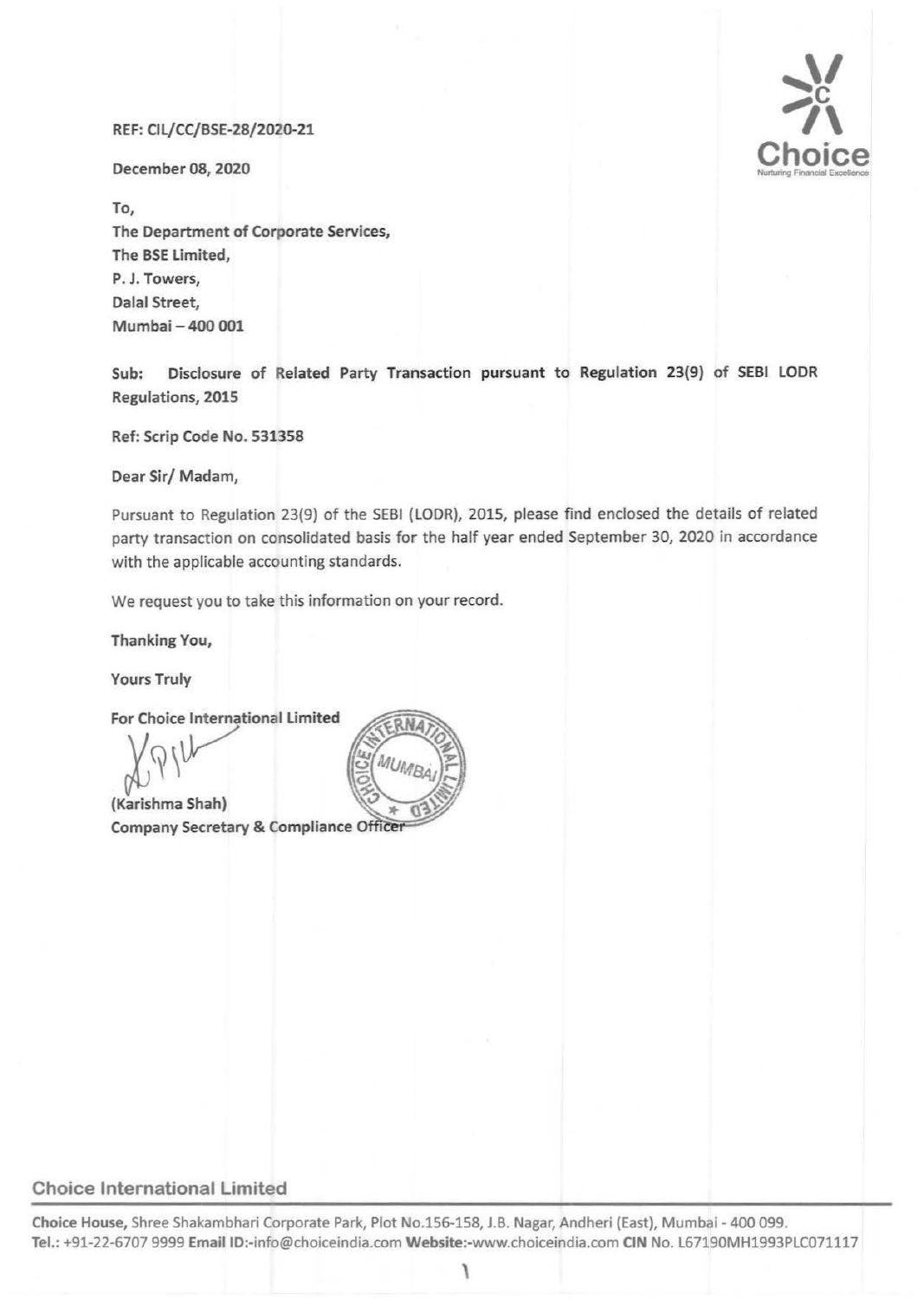REF: CIL/CC/BSE-28/2020-21

December 08, 2020

To,
The Department of Corporate Services,
The BSE Limited,
P. J. Towers,
Dalal Street,
Mumbai – 400 001

**Sub: Disclosure of Related Party Transaction pursuant to Regulation 23(9) of SEBI LODR Regulations, 2015**

**Ref: Scrip Code No. 531358**

Dear Sir/ Madam,

Pursuant to Regulation 23(9) of the SEBI (LODR), 2015, please find enclosed the details of related party transaction on consolidated basis for the half year ended September 30, 2020 in accordance with the applicable accounting standards.

We request you to take this information on your record.

Thanking You,

Yours Truly

**For Choice International Limited**

**(Karishma Shah)**
**Company Secretary & Compliance Officer**

**Choice International Limited**

**Choice House,** Shree Shakambhari Corporate Park, Plot No.156-158, J.B. Nagar, Andheri (East), Mumbai - 400 099.
**Tel.:** +91-22-6707 9999 **Email ID:**-info@choiceindia.com **Website:**-www.choiceindia.com **CIN** No. L67190MH1993PLC071117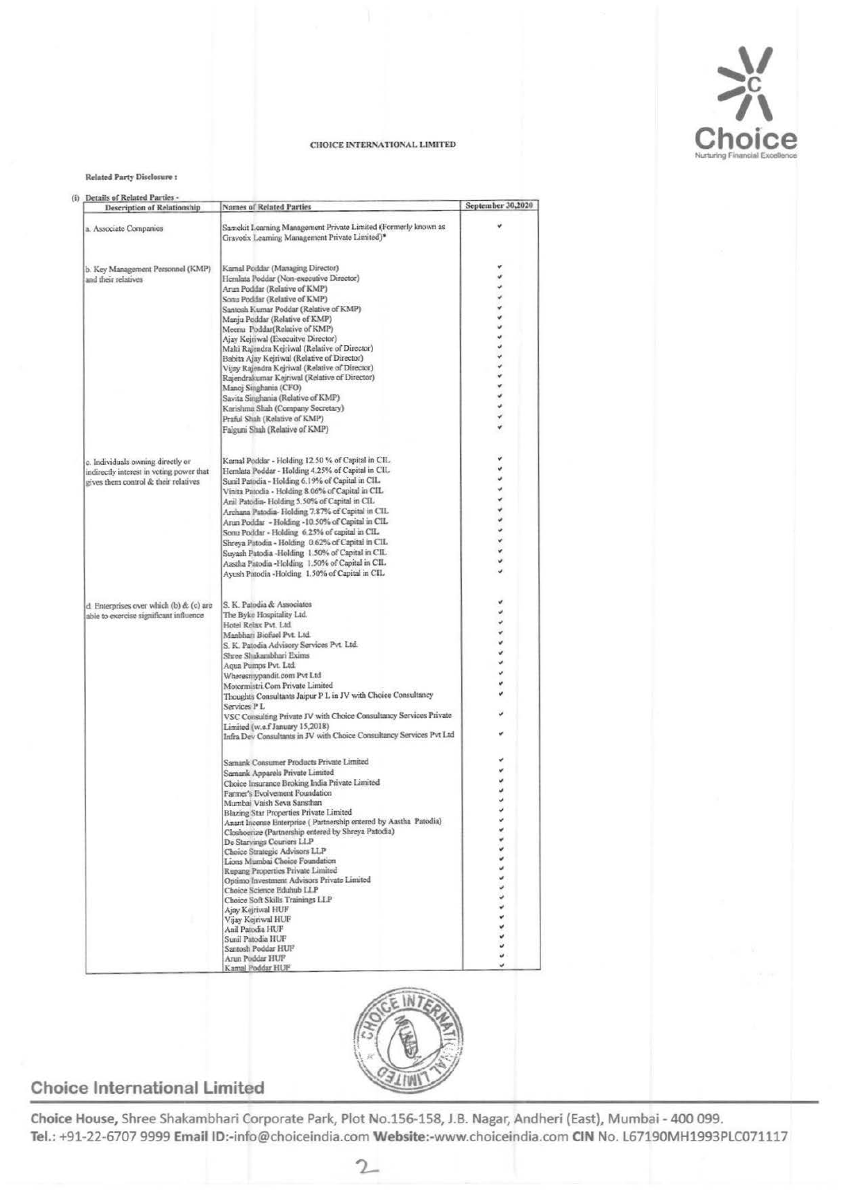CHOICE INTERNATIONAL LIMITED

**Related Party Disclosure :**

(i) Details of Related Parties -

| Description of Relationship | Names of Related Parties | September 30,2020 |
|---|---|---|
| a. Associate Companies | Samekit Learning Management Private Limited (Formerly known as Gravotix Learning Management Private Limited)* | ✓ |
| b. Key Management Personnel (KMP) and their relatives | Kamal Poddar (Managing Director) | ✓ |
| | Hemlata Poddar (Non-executive Director) | ✓ |
| | Arun Poddar (Relative of KMP) | ✓ |
| | Sonu Poddar (Relative of KMP) | ✓ |
| | Santosh Kumar Poddar (Relative of KMP) | ✓ |
| | Manju Poddar (Relative of KMP) | ✓ |
| | Meenu Poddar(Relative of KMP) | ✓ |
| | Ajay Kejriwal (Executive Director) | ✓ |
| | Malti Rajendra Kejriwal (Relative of Director) | ✓ |
| | Babita Ajay Kejriwal (Relative of Director) | ✓ |
| | Vijay Rajendra Kejriwal (Relative of Director) | ✓ |
| | Rajendrakumar Kejriwal (Relative of Director) | ✓ |
| | Manoj Singhania (CFO) | ✓ |
| | Savita Singhania (Relative of KMP) | ✓ |
| | Karishma Shah (Company Secretary) | ✓ |
| | Praful Shah (Relative of KMP) | ✓ |
| | Falguni Shah (Relative of KMP) | ✓ |
| c. Individuals owning directly or indirectly interest in voting power that gives them control & their relatives | Kamal Poddar - Holding 12.50 % of Capital in CIL | ✓ |
| | Hemlata Poddar - Holding 4.25% of Capital in CIL | ✓ |
| | Sunil Patodia - Holding 6.19% of Capital in CIL | ✓ |
| | Vinita Patodia - Holding 8.06% of Capital in CIL | ✓ |
| | Anil Patodia- Holding 5.50% of Capital in CIL | ✓ |
| | Archana Patodia- Holding 7.87% of Capital in CIL | ✓ |
| | Arun Poddar - Holding -10.50% of Capital in CIL | ✓ |
| | Sonu Poddar - Holding 6.25% of capital in CIL | ✓ |
| | Shreya Patodia - Holding 0.62% of Capital in CIL | ✓ |
| | Suyash Patodia -Holding 1.50% of Capital in CIL | ✓ |
| | Aastha Patodia -Holding 1.50% of Capital in CIL | ✓ |
| | Ayush Patodia -Holding 1.50% of Capital in CIL | ✓ |
| d. Enterprises over which (b) & (c) are able to exercise significant influence | S. K. Patodia & Associates | ✓ |
| | The Byke Hospitality Ltd. | ✓ |
| | Hotel Relax Pvt. Ltd | ✓ |
| | Manbhari Biofuel Pvt. Ltd. | ✓ |
| | S. K. Patodia Advisory Services Pvt. Ltd. | ✓ |
| | Shree Shakambhari Exims | ✓ |
| | Aqua Pumps Pvt. Ltd. | ✓ |
| | Wheresmypandit.com Pvt Ltd | ✓ |
| | Motormistri.Com Private Limited | ✓ |
| | Thoughts Consultants Jaipur P L in JV with Choice Consultancy Services P L | ✓ |
| | VSC Consulting Private JV with Choice Consultancy Services Private Limited (w.e.f January 15,2018) | ✓ |
| | Infra Dev Consultants in JV with Choice Consultancy Services Pvt Ltd | ✓ |
| | Samank Consumer Products Private Limited | ✓ |
| | Samank Apparels Private Limited | ✓ |
| | Choice Insurance Broking India Private Limited | ✓ |
| | Farmer's Evolvement Foundation | ✓ |
| | Mumbai Vaish Seva Sansthan | ✓ |
| | Blazing Star Properties Private Limited | ✓ |
| | Anant Incense Enterprise ( Partnership entered by Aastha Patodia) | ✓ |
| | Closhoerize (Partnership entered by Shreya Patodia) | ✓ |
| | De Starvings Couriers LLP | ✓ |
| | Choice Strategic Advisors LLP | ✓ |
| | Lions Mumbai Choice Foundation | ✓ |
| | Rupang Properties Private Limited | ✓ |
| | Optimo Investment Advisors Private Limited | ✓ |
| | Choice Science Eduhub LLP | ✓ |
| | Choice Soft Skills Trainings LLP | ✓ |
| | Ajay Kejriwal HUF | ✓ |
| | Vijay Kejriwal HUF | ✓ |
| | Anil Patodia HUF | ✓ |
| | Sunil Patodia HUF | ✓ |
| | Santosh Poddar HUF | ✓ |
| | Arun Poddar HUF | ✓ |
| | Kamal Poddar HUF | ✓ |

**Choice International Limited**

**Choice House,** Shree Shakambhari Corporate Park, Plot No.156-158, J.B. Nagar, Andheri (East), Mumbai - 400 099.
**Tel.:** +91-22-6707 9999 **Email ID:**-info@choiceindia.com **Website:**-www.choiceindia.com **CIN** No. L67190MH1993PLC071117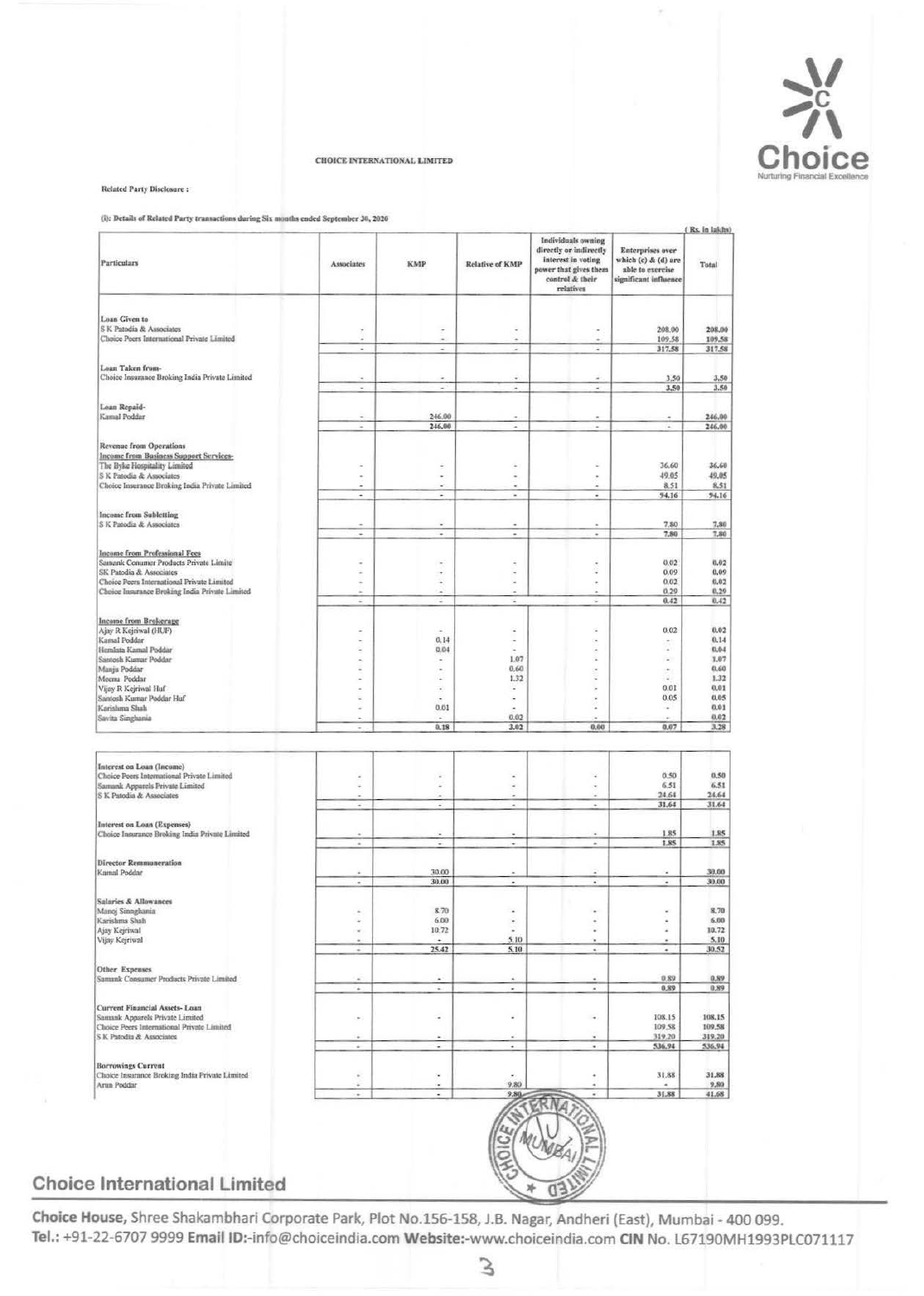CHOICE INTERNATIONAL LIMITED

Related Party Disclosure :

(i): Details of Related Party transactions during Six months ended September 30, 2020

( Rs. in lakhs)

| Particulars | Associates | KMP | Relative of KMP | Individuals owning directly or indirectly interest in voting power that gives them control & their relatives | Enterprises over which (c) & (d) are able to exercise significant influence | Total |
|---|---|---|---|---|---|---|
| **Loan Given to** | | | | | | |
| S K Patodia & Associates | - | - | - | - | 208.00 | 208.00 |
| Choice Peers International Private Limited | - | - | - | - | 109.58 | 109.58 |
| | - | - | - | - | 317.58 | 317.58 |
| **Loan Taken from-** | | | | | | |
| Choice Insurance Broking India Private Limited | - | - | - | - | 3.50 | 3.50 |
| | - | - | - | - | 3.50 | 3.50 |
| **Loan Repaid-** | | | | | | |
| Kamal Poddar | - | 246.00 | - | - | - | 246.00 |
| | - | 246.00 | - | - | - | 246.00 |
| **Revenue from Operations** | | | | | | |
| **Income from Business Support Services-** | | | | | | |
| The Byke Hospitality Limited | - | - | - | - | 36.60 | 36.60 |
| S K Patodia & Associates | - | - | - | - | 49.05 | 49.05 |
| Choice Insurance Broking India Private Limited | - | - | - | - | 8.51 | 8.51 |
| | - | - | - | - | 94.16 | 94.16 |
| **Income from Subletting** | | | | | | |
| S K Patodia & Associates | - | - | - | - | 7.80 | 7.80 |
| | - | - | - | - | 7.80 | 7.80 |
| **Income from Professional Fees** | | | | | | |
| Samank Consumer Products Private Limite | - | - | - | - | 0.02 | 0.02 |
| SK Patodia & Associates | - | - | - | - | 0.09 | 0.09 |
| Choice Peers International Private Limited | - | - | - | - | 0.02 | 0.02 |
| Choice Insurance Broking India Private Limited | - | - | - | - | 0.29 | 0.29 |
| | - | - | - | - | 0.42 | 0.42 |
| **Income from Brokerage** | | | | | | |
| Ajay R Kejriwal (HUF) | - | - | - | - | 0.02 | 0.02 |
| Kamal Poddar | - | 0.14 | - | - | - | 0.14 |
| Hemlata Kamal Poddar | - | 0.04 | - | - | - | 0.04 |
| Santosh Kumar Poddar | - | - | 1.07 | - | - | 1.07 |
| Manju Poddar | - | - | 0.60 | - | - | 0.60 |
| Meena Poddar | - | - | 1.32 | - | - | 1.32 |
| Vijay R Kejriwal Huf | - | - | - | - | 0.01 | 0.01 |
| Santosh Kumar Poddar Huf | - | - | - | - | 0.05 | 0.05 |
| Karishma Shah | - | 0.01 | - | - | - | 0.01 |
| Savita Singhania | - | - | 0.02 | - | - | 0.02 |
| | - | 0.18 | 3.02 | 0.00 | 0.07 | 3.28 |
| **Interest on Loan (Income)** | | | | | | |
| Choice Peers International Private Limited | - | - | - | - | 0.50 | 0.50 |
| Samank Apparels Private Limited | - | - | - | - | 6.51 | 6.51 |
| S K Patodia & Associates | - | - | - | - | 24.64 | 24.64 |
| | - | - | - | - | 31.64 | 31.64 |
| **Interest on Loan (Expenses)** | | | | | | |
| Choice Insurance Broking India Private Limited | - | - | - | - | 1.85 | 1.85 |
| | - | - | - | - | 1.85 | 1.85 |
| **Director Remmuneration** | | | | | | |
| Kamal Poddar | - | 30.00 | - | - | - | 30.00 |
| | - | 30.00 | - | - | - | 30.00 |
| **Salaries & Allowances** | | | | | | |
| Manoj Singhania | - | 8.70 | - | - | - | 8.70 |
| Karishma Shah | - | 6.00 | - | - | - | 6.00 |
| Ajay Kejriwal | - | 10.72 | - | - | - | 10.72 |
| Vijay Kejriwal | - | - | 5.10 | - | - | 5.10 |
| | - | 25.42 | 5.10 | - | - | 30.52 |
| **Other Expenses** | | | | | | |
| Samank Consumer Products Private Limited | - | - | - | - | 0.89 | 0.89 |
| | - | - | - | - | 0.89 | 0.89 |
| **Current Financial Assets- Loan** | | | | | | |
| Samank Apparels Private Limited | - | - | - | - | 108.15 | 108.15 |
| Choice Peers International Private Limited | | | | | 109.58 | 109.58 |
| S K Patodia & Associates | - | - | - | - | 319.20 | 319.20 |
| | - | - | - | - | 536.94 | 536.94 |
| **Borrowings Current** | | | | | | |
| Choice Insurance Broking India Private Limited | - | - | - | - | 31.88 | 31.88 |
| Arun Poddar | - | - | 9.80 | - | - | 9.80 |
| | - | - | 9.80 | - | 31.88 | 41.68 |

**Choice International Limited**

**Choice House,** Shree Shakambhari Corporate Park, Plot No.156-158, J.B. Nagar, Andheri (East), Mumbai - 400 099.
**Tel.:** +91-22-6707 9999 **Email ID:**-info@choiceindia.com **Website:**-www.choiceindia.com **CIN** No. L67190MH1993PLC071117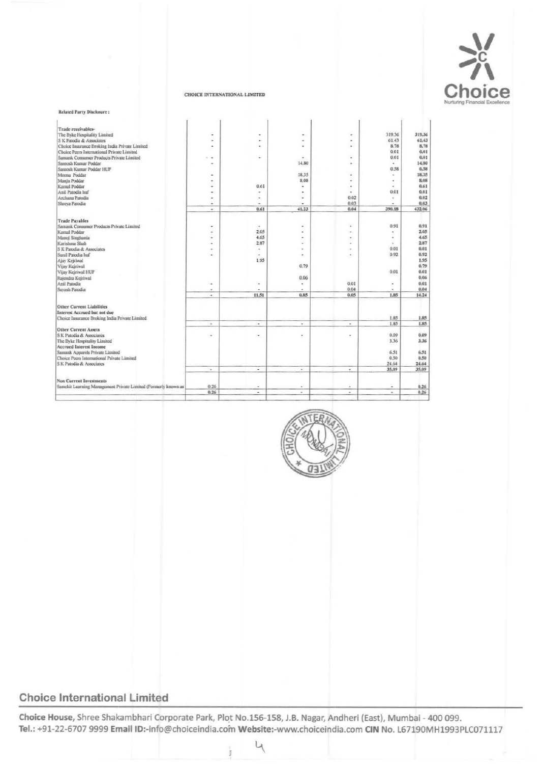CHOICE INTERNATIONAL LIMITED

Related Party Disclosure :

| | | | | | | |
|---|---|---|---|---|---|---|
| **Trade receivables-** | | | | | | |
| The Byke Hospitality Limited | - | - | - | - | 319.36 | 319.36 |
| S K Patodia & Associates | - | - | - | - | 61.43 | 61.43 |
| Choice Insurance Broking India Private Limited | - | - | - | - | 8.78 | 8.78 |
| Choice Peers International Private Limited | - | - | - | - | 0.01 | 0.01 |
| Samank Consumer Products Private Limited | - | - | - | - | 0.01 | 0.01 |
| Santosh Kumar Poddar | - | | 14.80 | - | - | 14.80 |
| Santosh Kumar Poddar HUF | | | | | 0.58 | 0.58 |
| Meena Poddar | - | | 18.35 | - | - | 18.35 |
| Manju Poddar | - | | 8.08 | - | - | 8.08 |
| Kamal Poddar | - | 0.61 | - | - | - | 0.61 |
| Anil Patodia huf | - | - | - | - | 0.01 | 0.01 |
| Archana Patodia | - | - | - | 0.02 | - | 0.02 |
| Shreya Patodia | - | - | - | 0.03 | - | 0.03 |
| | - | 0.61 | 41.23 | 0.04 | 390.18 | 432.06 |
| **Trade Payables** | | | | | | |
| Samank Consumer Products Private Limited | - | - | - | - | 0.91 | 0.91 |
| Kamal Poddar | - | 2.05 | - | - | - | 2.05 |
| Manoj Singhania | - | 4.65 | - | - | - | 4.65 |
| Karishma Shah | - | 2.87 | - | - | - | 2.87 |
| S K Patodia & Associates | - | - | - | - | 0.01 | 0.01 |
| Sunil Patodia huf | - | - | - | - | 0.92 | 0.92 |
| Ajay Kejriwal | | 1.95 | | | | 1.95 |
| Vijay Kejriwal | | | 0.79 | | | 0.79 |
| Vijay Kejriwal HUF | | | | | 0.01 | 0.01 |
| Rajendra Kejriwal | | | 0.06 | | | 0.06 |
| Anil Patodia | - | - | - | 0.01 | - | 0.01 |
| Suyash Patodia | - | - | - | 0.04 | - | 0.04 |
| | - | 11.51 | 0.85 | 0.05 | 1.85 | 14.24 |
| **Other Current Liabilities** | | | | | | |
| **Interest Accrued but not due** | | | | | | |
| Choice Insurance Broking India Private Limited | | | | | 1.85 | 1.85 |
| | - | - | - | - | 1.85 | 1.85 |
| **Other Current Assets** | | | | | | |
| S K Patodia & Associates | - | - | - | - | 0.09 | 0.09 |
| The Byke Hospitality Limited | | | | | 3.36 | 3.36 |
| **Accrued Interest Income** | | | | | | |
| Samank Apparels Private Limited | | | | | 6.51 | 6.51 |
| Choice Peers International Private Limited | | | | | 0.50 | 0.50 |
| S K Patodia & Associates | | | | | 24.64 | 24.64 |
| | - | - | - | - | 35.09 | 35.09 |
| **Non Current Investments** | | | | | | |
| Samekit Learning Management Private Limited (Formerly known as | 0.26 | - | - | - | - | 0.26 |
| | 0.26 | - | - | - | - | 0.26 |